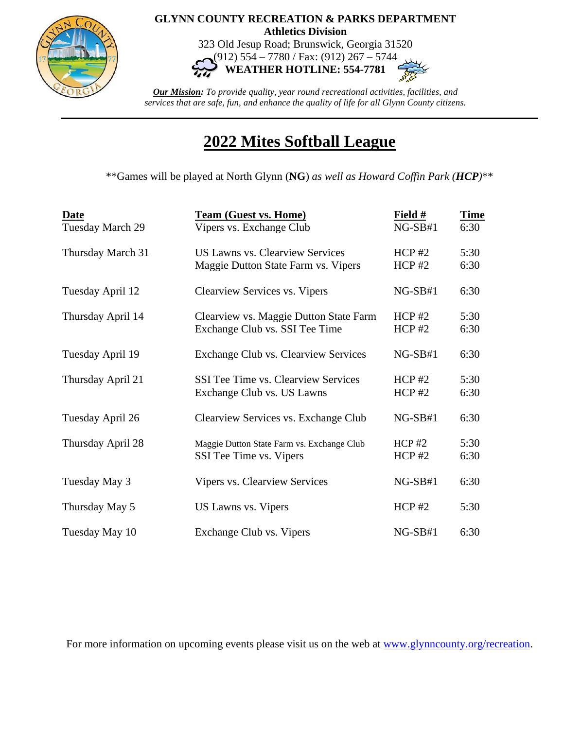**GLYNN COUNTY RECREATION & PARKS DEPARTMENT**
**Athletics Division**
323 Old Jesup Road; Brunswick, Georgia 31520
(912) 554 – 7780 / Fax: (912) 267 – 5744
**WEATHER HOTLINE: 554-7781**

***Our Mission:*** *To provide quality, year round recreational activities, facilities, and services that are safe, fun, and enhance the quality of life for all Glynn County citizens.*

# 2022 Mites Softball League

**Games will be played at North Glynn (**NG**) *as well as Howard Coffin Park (**HCP**)***

| Date | Team (Guest vs. Home) | Field # | Time |
|---|---|---|---|
| Tuesday March 29 | Vipers vs. Exchange Club | NG-SB#1 | 6:30 |
| Thursday March 31 | US Lawns vs. Clearview Services | HCP #2 | 5:30 |
| | Maggie Dutton State Farm vs. Vipers | HCP #2 | 6:30 |
| Tuesday April 12 | Clearview Services vs. Vipers | NG-SB#1 | 6:30 |
| Thursday April 14 | Clearview vs. Maggie Dutton State Farm | HCP #2 | 5:30 |
| | Exchange Club vs. SSI Tee Time | HCP #2 | 6:30 |
| Tuesday April 19 | Exchange Club vs. Clearview Services | NG-SB#1 | 6:30 |
| Thursday April 21 | SSI Tee Time vs. Clearview Services | HCP #2 | 5:30 |
| | Exchange Club vs. US Lawns | HCP #2 | 6:30 |
| Tuesday April 26 | Clearview Services vs. Exchange Club | NG-SB#1 | 6:30 |
| Thursday April 28 | Maggie Dutton State Farm vs. Exchange Club | HCP #2 | 5:30 |
| | SSI Tee Time vs. Vipers | HCP #2 | 6:30 |
| Tuesday May 3 | Vipers vs. Clearview Services | NG-SB#1 | 6:30 |
| Thursday May 5 | US Lawns vs. Vipers | HCP #2 | 5:30 |
| Tuesday May 10 | Exchange Club vs. Vipers | NG-SB#1 | 6:30 |

For more information on upcoming events please visit us on the web at www.glynncounty.org/recreation.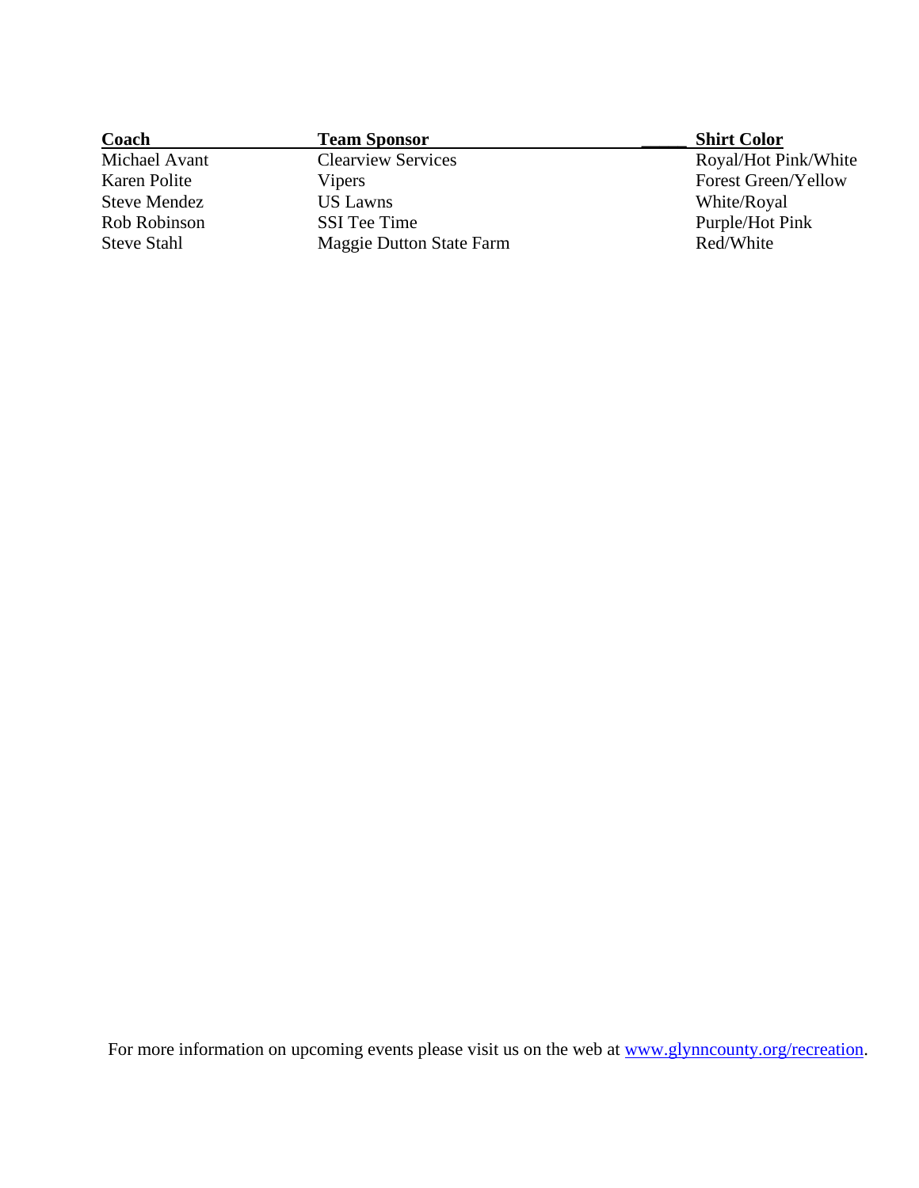| Coach | Team Sponsor | Shirt Color |
|---|---|---|
| Michael Avant | Clearview Services | Royal/Hot Pink/White |
| Karen Polite | Vipers | Forest Green/Yellow |
| Steve Mendez | US Lawns | White/Royal |
| Rob Robinson | SSI Tee Time | Purple/Hot Pink |
| Steve Stahl | Maggie Dutton State Farm | Red/White |

For more information on upcoming events please visit us on the web at www.glynncounty.org/recreation.